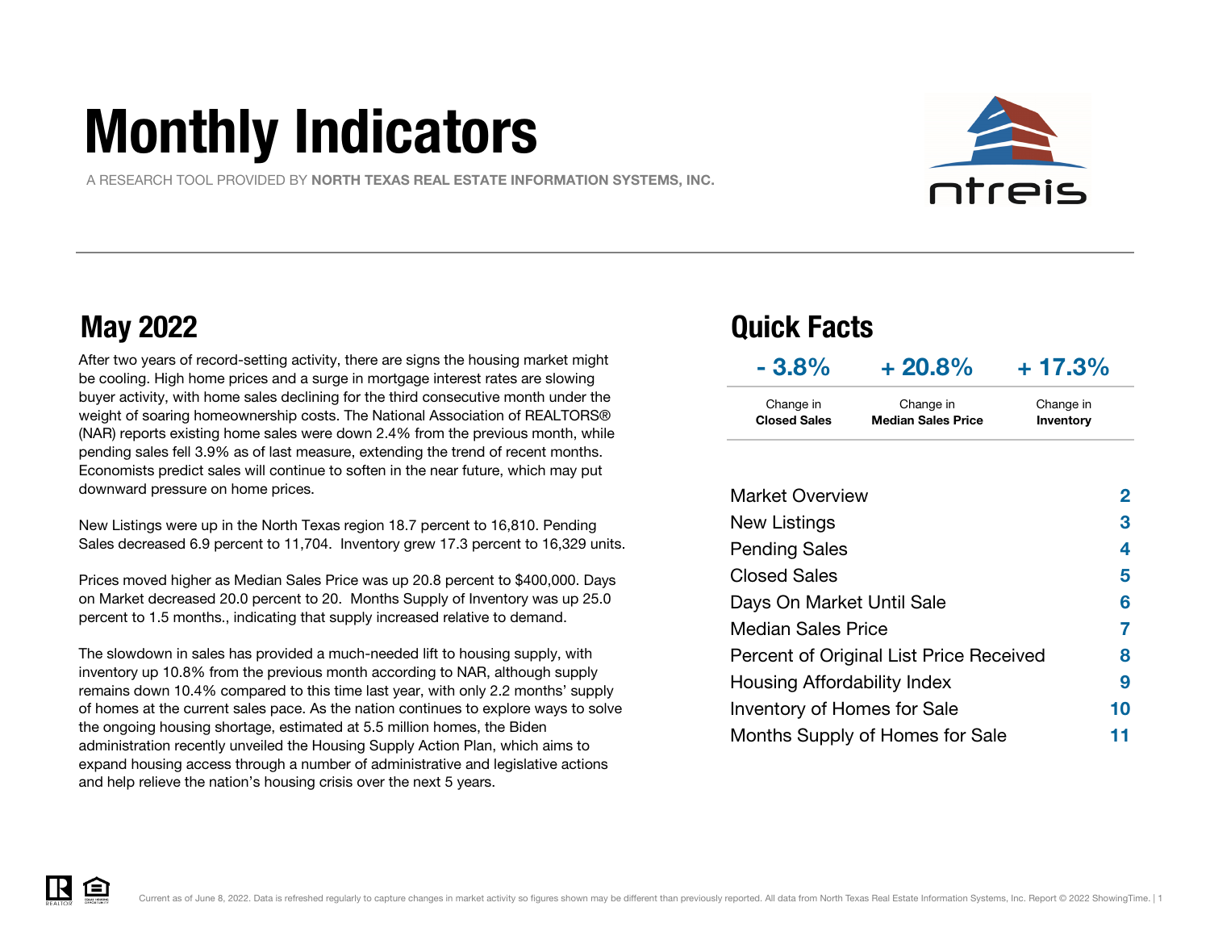# Monthly Indicators

A RESEARCH TOOL PROVIDED BY **NORTH TEXAS REAL ESTATE INFORMATION SYSTEMS, INC.**

## May 2022

After two years of record-setting activity, there are signs the housing market might be cooling. High home prices and a surge in mortgage interest rates are slowing buyer activity, with home sales declining for the third consecutive month under the weight of soaring homeownership costs. The National Association of REALTORS® (NAR) reports existing home sales were down 2.4% from the previous month, while pending sales fell 3.9% as of last measure, extending the trend of recent months. Economists predict sales will continue to soften in the near future, which may put downward pressure on home prices.

New Listings were up in the North Texas region 18.7 percent to 16,810. Pending Sales decreased 6.9 percent to 11,704. Inventory grew 17.3 percent to 16,329 units.

Prices moved higher as Median Sales Price was up 20.8 percent to $400,000. Days on Market decreased 20.0 percent to 20. Months Supply of Inventory was up 25.0 percent to 1.5 months., indicating that supply increased relative to demand.

The slowdown in sales has provided a much-needed lift to housing supply, with inventory up 10.8% from the previous month according to NAR, although supply remains down 10.4% compared to this time last year, with only 2.2 months' supply of homes at the current sales pace. As the nation continues to explore ways to solve the ongoing housing shortage, estimated at 5.5 million homes, the Biden administration recently unveiled the Housing Supply Action Plan, which aims to expand housing access through a number of administrative and legislative actions and help relieve the nation's housing crisis over the next 5 years.

## Quick Facts

| - 3.8% | + 20.8% | + 17.3% |
|---|---|---|
| Change in **Closed Sales** | Change in **Median Sales Price** | Change in **Inventory** |

| | |
|---|---|
| Market Overview | 2 |
| New Listings | 3 |
| Pending Sales | 4 |
| Closed Sales | 5 |
| Days On Market Until Sale | 6 |
| Median Sales Price | 7 |
| Percent of Original List Price Received | 8 |
| Housing Affordability Index | 9 |
| Inventory of Homes for Sale | 10 |
| Months Supply of Homes for Sale | 11 |

Current as of June 8, 2022. Data is refreshed regularly to capture changes in market activity so figures shown may be different than previously reported. All data from North Texas Real Estate Information Systems, Inc. Report © 2022 ShowingTime.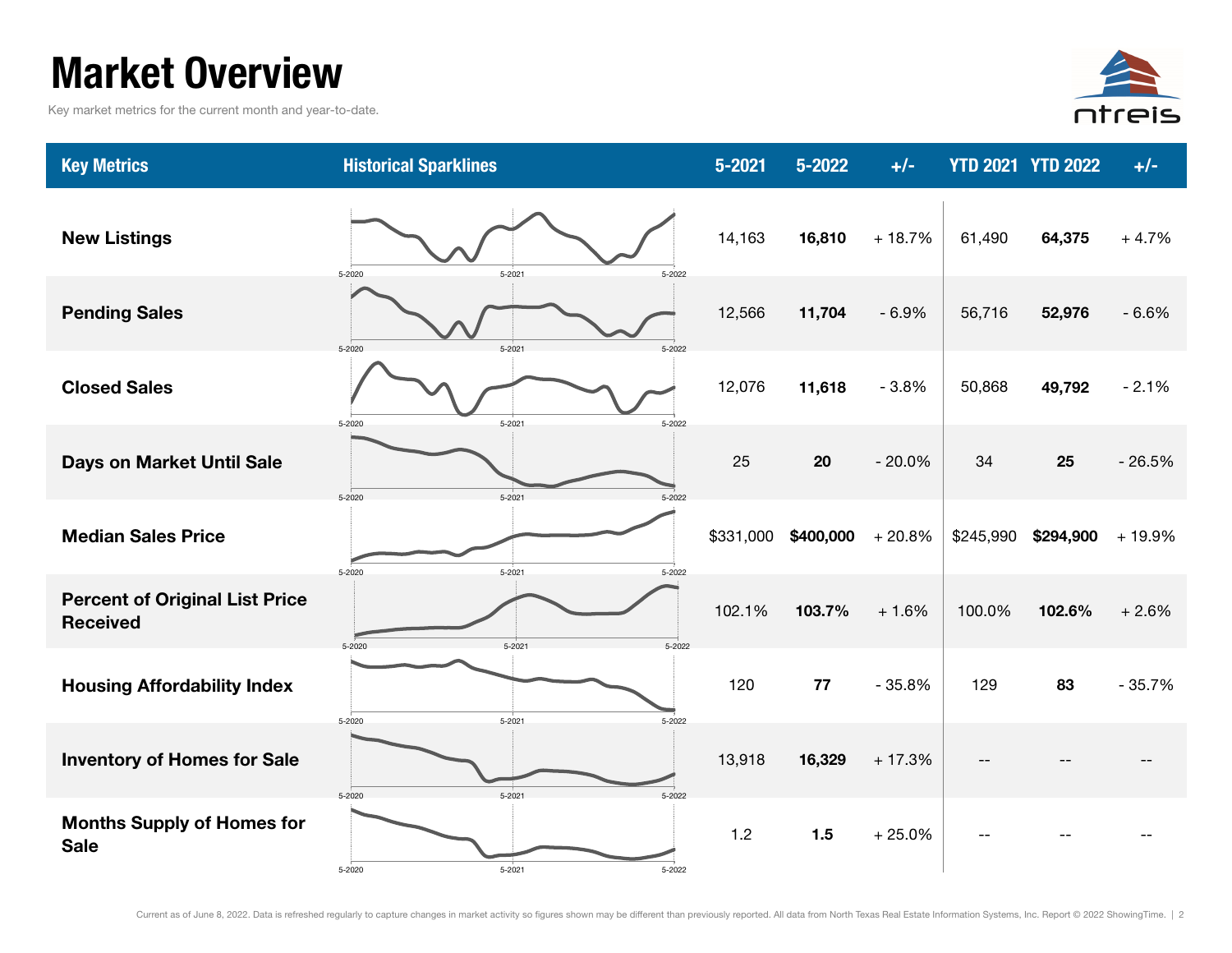# Market Overview

Key market metrics for the current month and year-to-date.

| Key Metrics | Historical Sparklines | 5-2021 | 5-2022 | +/- | YTD 2021 | YTD 2022 | +/- |
|---|---|---|---|---|---|---|---|
| **New Listings** | 5-2020 5-2021 5-2022 | 14,163 | **16,810** | + 18.7% | 61,490 | **64,375** | + 4.7% |
| **Pending Sales** | 5-2020 5-2021 5-2022 | 12,566 | **11,704** | - 6.9% | 56,716 | **52,976** | - 6.6% |
| **Closed Sales** | 5-2020 5-2021 5-2022 | 12,076 | **11,618** | - 3.8% | 50,868 | **49,792** | - 2.1% |
| **Days on Market Until Sale** | 5-2020 5-2021 5-2022 | 25 | **20** | - 20.0% | 34 | **25** | - 26.5% |
| **Median Sales Price** | 5-2020 5-2021 5-2022 | $331,000 | **$400,000** | + 20.8% | $245,990 | **$294,900** | + 19.9% |
| **Percent of Original List Price Received** | 5-2020 5-2021 5-2022 | 102.1% | **103.7%** | + 1.6% | 100.0% | **102.6%** | + 2.6% |
| **Housing Affordability Index** | 5-2020 5-2021 5-2022 | 120 | **77** | - 35.8% | 129 | **83** | - 35.7% |
| **Inventory of Homes for Sale** | 5-2020 5-2021 5-2022 | 13,918 | **16,329** | + 17.3% | -- | -- | -- |
| **Months Supply of Homes for Sale** | 5-2020 5-2021 5-2022 | 1.2 | **1.5** | + 25.0% | -- | -- | -- |

Current as of June 8, 2022. Data is refreshed regularly to capture changes in market activity so figures shown may be different than previously reported. All data from North Texas Real Estate Information Systems, Inc. Report © 2022 ShowingTime.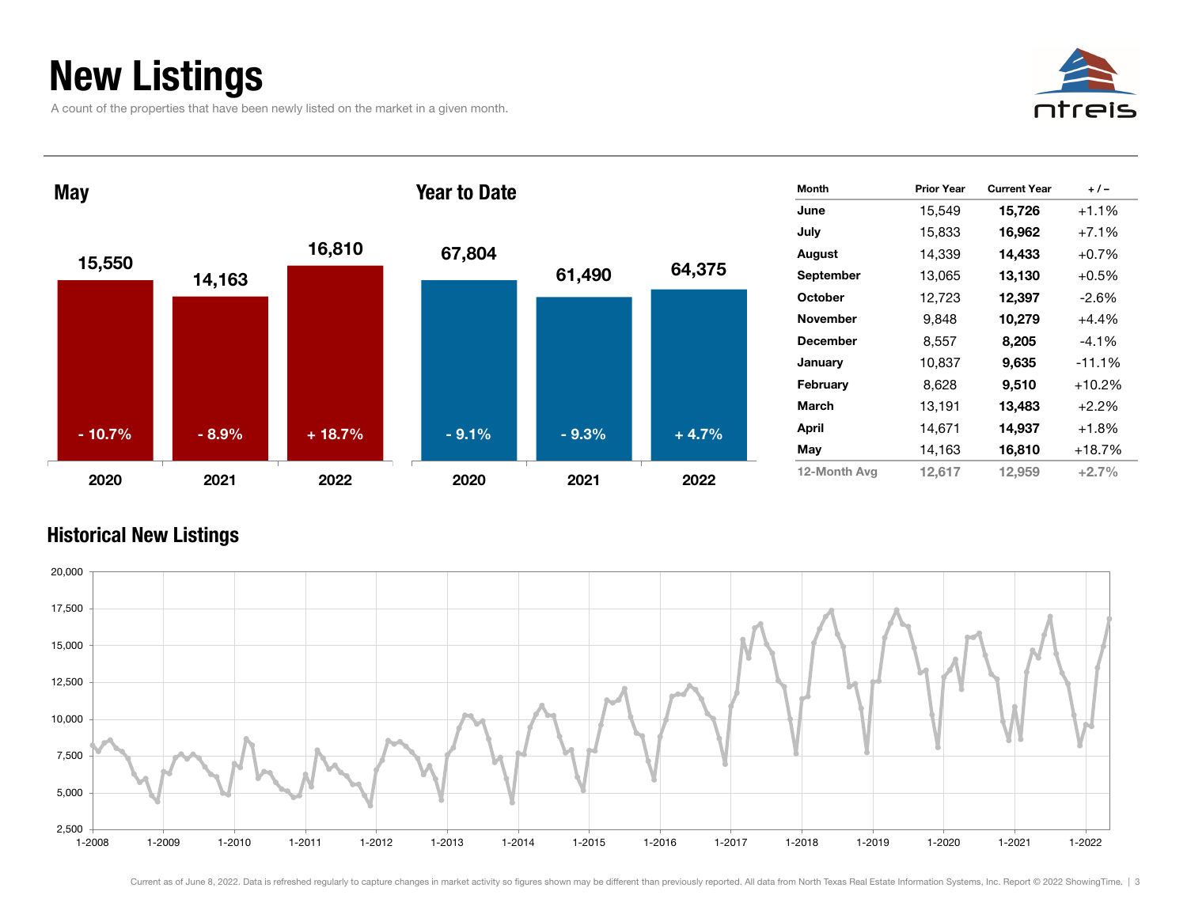# New Listings

A count of the properties that have been newly listed on the market in a given month.

## May

| Year | New Listings | Change |
|---|---|---|
| 2020 | 15,550 | - 10.7% |
| 2021 | 14,163 | - 8.9% |
| 2022 | 16,810 | + 18.7% |

## Year to Date

| Year | New Listings | Change |
|---|---|---|
| 2020 | 67,804 | - 9.1% |
| 2021 | 61,490 | - 9.3% |
| 2022 | 64,375 | + 4.7% |

| Month | Prior Year | Current Year | + / – |
|---|---|---|---|
| June | 15,549 | **15,726** | +1.1% |
| July | 15,833 | **16,962** | +7.1% |
| August | 14,339 | **14,433** | +0.7% |
| September | 13,065 | **13,130** | +0.5% |
| October | 12,723 | **12,397** | -2.6% |
| November | 9,848 | **10,279** | +4.4% |
| December | 8,557 | **8,205** | -4.1% |
| January | 10,837 | **9,635** | -11.1% |
| February | 8,628 | **9,510** | +10.2% |
| March | 13,191 | **13,483** | +2.2% |
| April | 14,671 | **14,937** | +1.8% |
| May | 14,163 | **16,810** | +18.7% |
| 12-Month Avg | 12,617 | 12,959 | +2.7% |

## Historical New Listings

Current as of June 8, 2022. Data is refreshed regularly to capture changes in market activity so figures shown may be different than previously reported. All data from North Texas Real Estate Information Systems, Inc. Report © 2022 ShowingTime.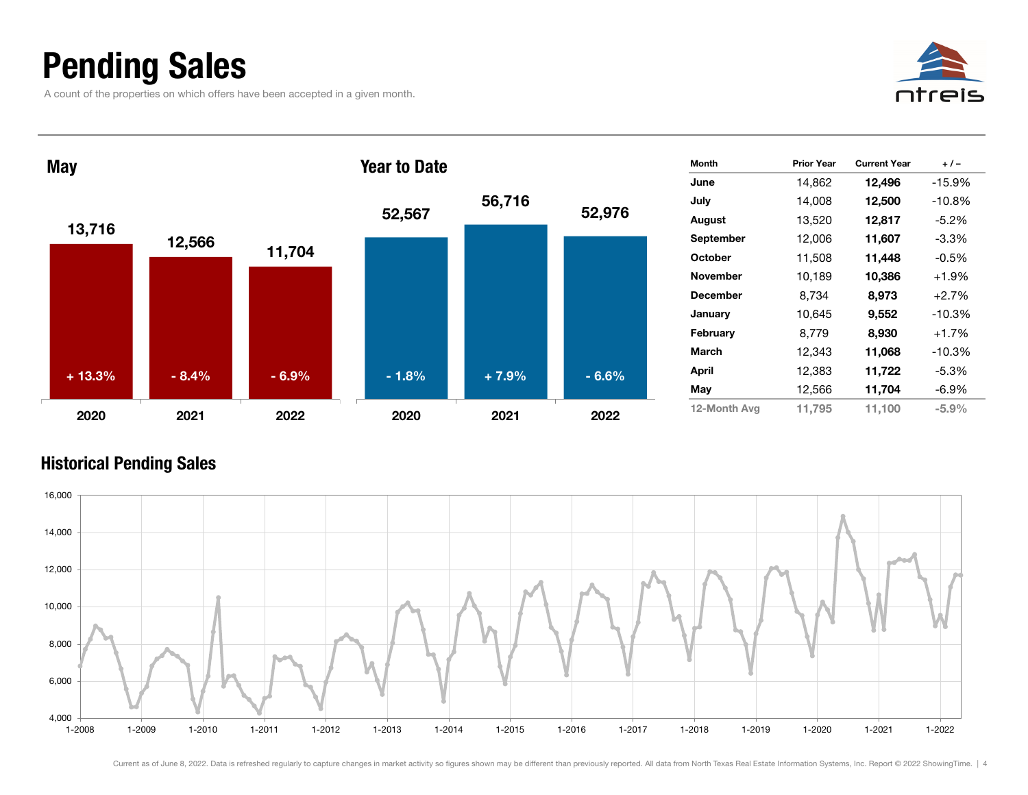# Pending Sales

A count of the properties on which offers have been accepted in a given month.

### May

| Year | Pending Sales | Change |
|---|---|---|
| 2020 | 13,716 | + 13.3% |
| 2021 | 12,566 | - 8.4% |
| 2022 | 11,704 | - 6.9% |

### Year to Date

| Year | Pending Sales | Change |
|---|---|---|
| 2020 | 52,567 | - 1.8% |
| 2021 | 56,716 | + 7.9% |
| 2022 | 52,976 | - 6.6% |

| Month | Prior Year | Current Year | + / – |
|---|---|---|---|
| June | 14,862 | **12,496** | -15.9% |
| July | 14,008 | **12,500** | -10.8% |
| August | 13,520 | **12,817** | -5.2% |
| September | 12,006 | **11,607** | -3.3% |
| October | 11,508 | **11,448** | -0.5% |
| November | 10,189 | **10,386** | +1.9% |
| December | 8,734 | **8,973** | +2.7% |
| January | 10,645 | **9,552** | -10.3% |
| February | 8,779 | **8,930** | +1.7% |
| March | 12,343 | **11,068** | -10.3% |
| April | 12,383 | **11,722** | -5.3% |
| May | 12,566 | **11,704** | -6.9% |
| 12-Month Avg | 11,795 | 11,100 | -5.9% |

### Historical Pending Sales

Current as of June 8, 2022. Data is refreshed regularly to capture changes in market activity so figures shown may be different than previously reported. All data from North Texas Real Estate Information Systems, Inc. Report © 2022 ShowingTime.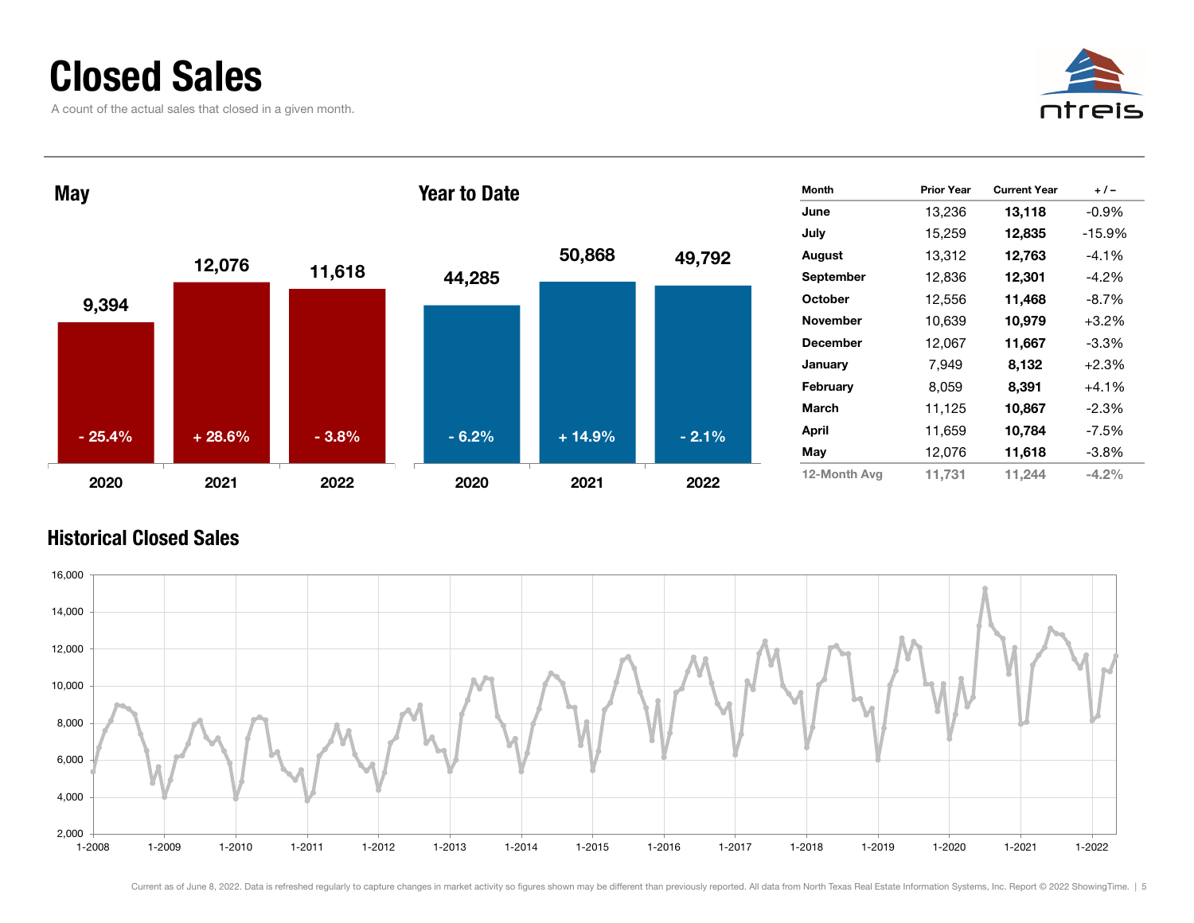# Closed Sales

A count of the actual sales that closed in a given month.

## May

| | 2020 | 2021 | 2022 |
|---|---|---|---|
| Closed Sales | 9,394 | 12,076 | 11,618 |
| Change | - 25.4% | + 28.6% | - 3.8% |

## Year to Date

| | 2020 | 2021 | 2022 |
|---|---|---|---|
| Closed Sales | 44,285 | 50,868 | 49,792 |
| Change | - 6.2% | + 14.9% | - 2.1% |

| Month | Prior Year | Current Year | + / – |
|---|---|---|---|
| June | 13,236 | **13,118** | -0.9% |
| July | 15,259 | **12,835** | -15.9% |
| August | 13,312 | **12,763** | -4.1% |
| September | 12,836 | **12,301** | -4.2% |
| October | 12,556 | **11,468** | -8.7% |
| November | 10,639 | **10,979** | +3.2% |
| December | 12,067 | **11,667** | -3.3% |
| January | 7,949 | **8,132** | +2.3% |
| February | 8,059 | **8,391** | +4.1% |
| March | 11,125 | **10,867** | -2.3% |
| April | 11,659 | **10,784** | -7.5% |
| May | 12,076 | **11,618** | -3.8% |
| 12-Month Avg | 11,731 | 11,244 | -4.2% |

## Historical Closed Sales

Current as of June 8, 2022. Data is refreshed regularly to capture changes in market activity so figures shown may be different than previously reported. All data from North Texas Real Estate Information Systems, Inc. Report © 2022 ShowingTime.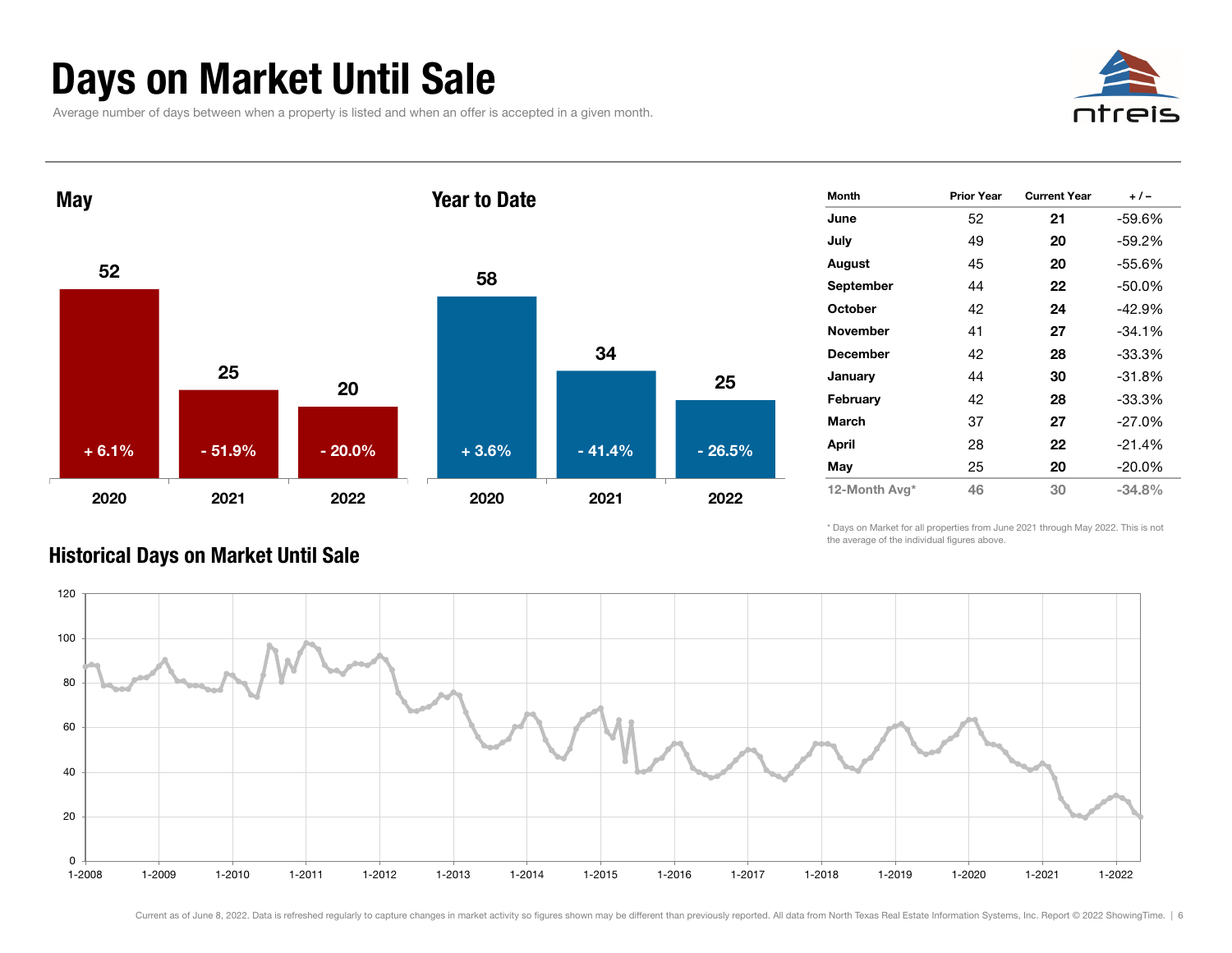# Days on Market Until Sale

Average number of days between when a property is listed and when an offer is accepted in a given month.

## May

| Year | Days | Change |
|---|---|---|
| 2020 | 52 | + 6.1% |
| 2021 | 25 | - 51.9% |
| 2022 | 20 | - 20.0% |

## Year to Date

| Year | Days | Change |
|---|---|---|
| 2020 | 58 | + 3.6% |
| 2021 | 34 | - 41.4% |
| 2022 | 25 | - 26.5% |

| Month | Prior Year | Current Year | + / – |
|---|---|---|---|
| June | 52 | **21** | -59.6% |
| July | 49 | **20** | -59.2% |
| August | 45 | **20** | -55.6% |
| September | 44 | **22** | -50.0% |
| October | 42 | **24** | -42.9% |
| November | 41 | **27** | -34.1% |
| December | 42 | **28** | -33.3% |
| January | 44 | **30** | -31.8% |
| February | 42 | **28** | -33.3% |
| March | 37 | **27** | -27.0% |
| April | 28 | **22** | -21.4% |
| May | 25 | **20** | -20.0% |
| 12-Month Avg* | 46 | 30 | -34.8% |

\* Days on Market for all properties from June 2021 through May 2022. This is not the average of the individual figures above.

## Historical Days on Market Until Sale

Current as of June 8, 2022. Data is refreshed regularly to capture changes in market activity so figures shown may be different than previously reported. All data from North Texas Real Estate Information Systems, Inc. Report © 2022 ShowingTime.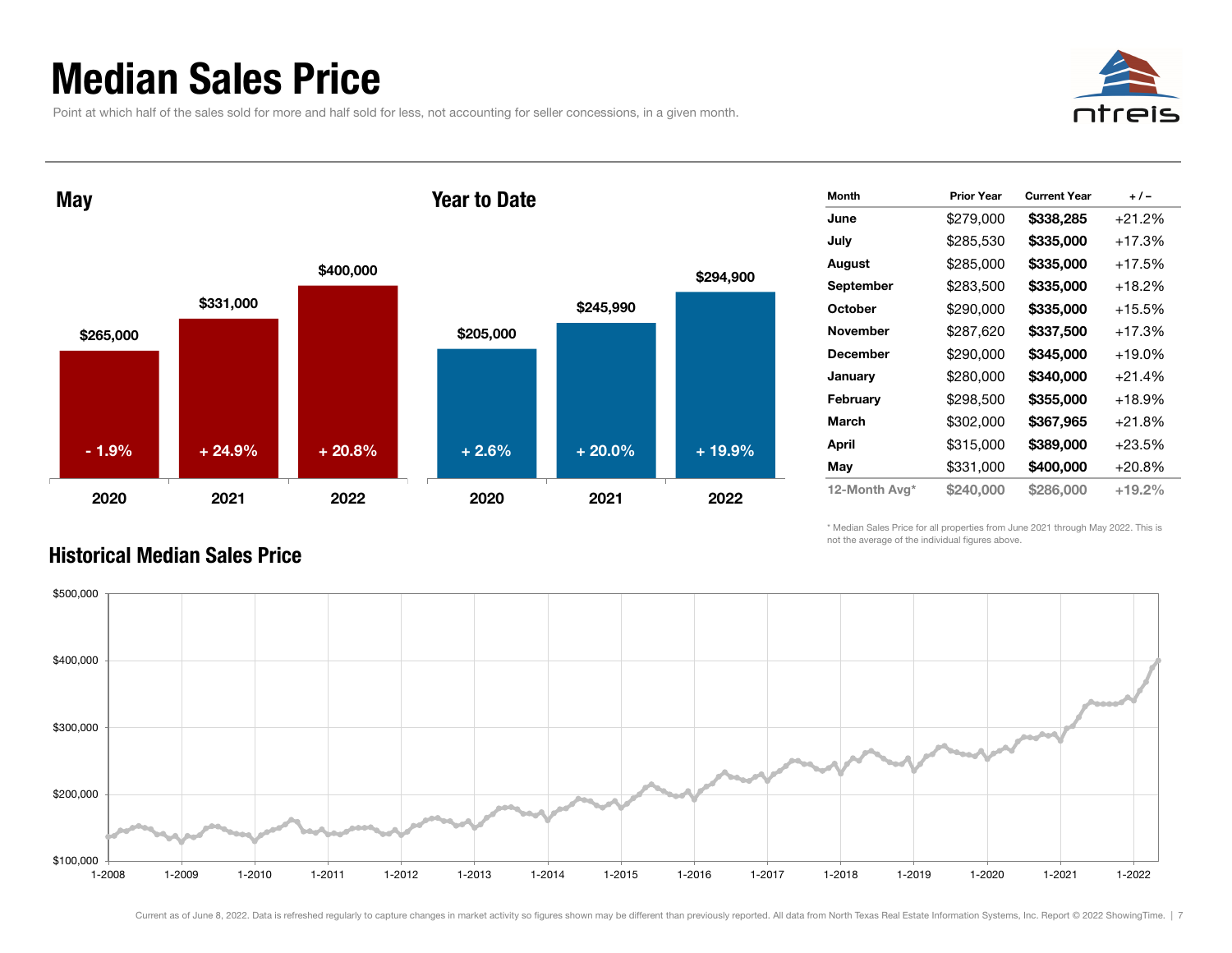# Median Sales Price

Point at which half of the sales sold for more and half sold for less, not accounting for seller concessions, in a given month.

## May

| Year | Median Sales Price | Change |
|---|---|---|
| 2020 | $265,000 | - 1.9% |
| 2021 | $331,000 | + 24.9% |
| 2022 | $400,000 | + 20.8% |

## Year to Date

| Year | Median Sales Price | Change |
|---|---|---|
| 2020 | $205,000 | + 2.6% |
| 2021 | $245,990 | + 20.0% |
| 2022 | $294,900 | + 19.9% |

| Month | Prior Year | Current Year | + / – |
|---|---|---|---|
| June | $279,000 | **$338,285** | +21.2% |
| July | $285,530 | **$335,000** | +17.3% |
| August | $285,000 | **$335,000** | +17.5% |
| September | $283,500 | **$335,000** | +18.2% |
| October | $290,000 | **$335,000** | +15.5% |
| November | $287,620 | **$337,500** | +17.3% |
| December | $290,000 | **$345,000** | +19.0% |
| January | $280,000 | **$340,000** | +21.4% |
| February | $298,500 | **$355,000** | +18.9% |
| March | $302,000 | **$367,965** | +21.8% |
| April | $315,000 | **$389,000** | +23.5% |
| May | $331,000 | **$400,000** | +20.8% |
| 12-Month Avg* | $240,000 | $286,000 | +19.2% |

\* Median Sales Price for all properties from June 2021 through May 2022. This is not the average of the individual figures above.

## Historical Median Sales Price

Current as of June 8, 2022. Data is refreshed regularly to capture changes in market activity so figures shown may be different than previously reported. All data from North Texas Real Estate Information Systems, Inc. Report © 2022 ShowingTime.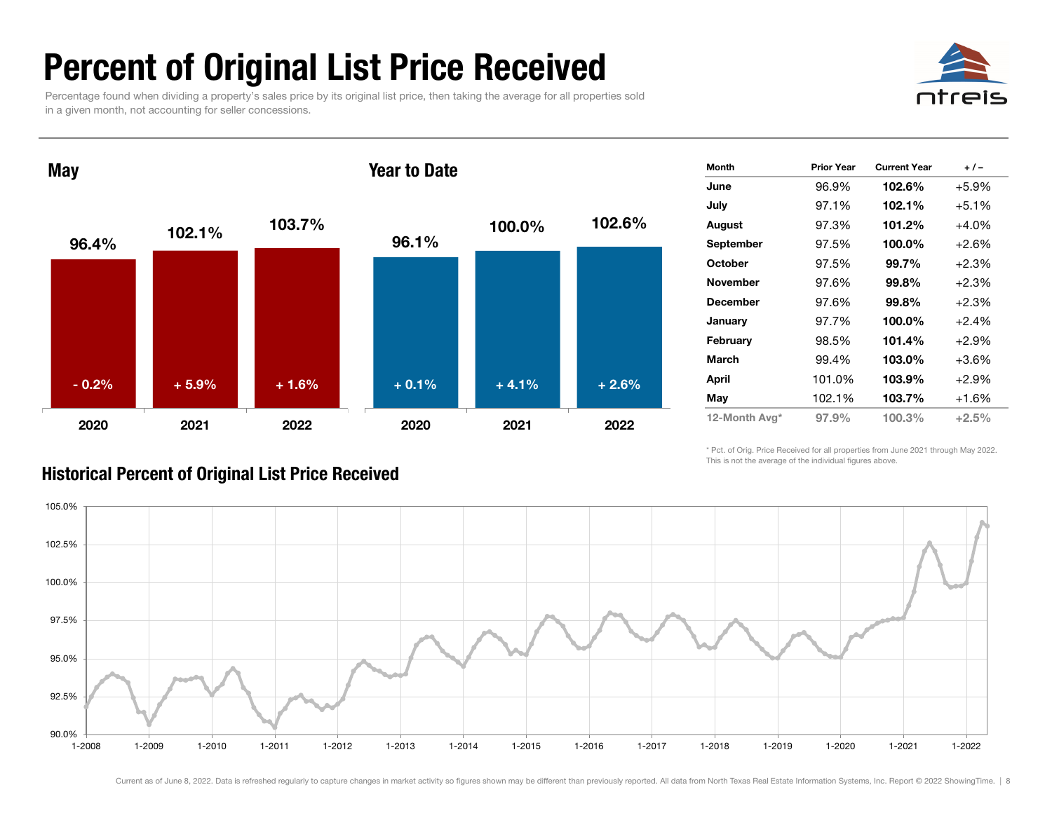# Percent of Original List Price Received

Percentage found when dividing a property's sales price by its original list price, then taking the average for all properties sold in a given month, not accounting for seller concessions.

## May

| | 2020 | 2021 | 2022 |
|---|---|---|---|
| Value | 96.4% | 102.1% | 103.7% |
| Change | - 0.2% | + 5.9% | + 1.6% |

## Year to Date

| | 2020 | 2021 | 2022 |
|---|---|---|---|
| Value | 96.1% | 100.0% | 102.6% |
| Change | + 0.1% | + 4.1% | + 2.6% |

| Month | Prior Year | Current Year | + / – |
|---|---|---|---|
| June | 96.9% | **102.6%** | +5.9% |
| July | 97.1% | **102.1%** | +5.1% |
| August | 97.3% | **101.2%** | +4.0% |
| September | 97.5% | **100.0%** | +2.6% |
| October | 97.5% | **99.7%** | +2.3% |
| November | 97.6% | **99.8%** | +2.3% |
| December | 97.6% | **99.8%** | +2.3% |
| January | 97.7% | **100.0%** | +2.4% |
| February | 98.5% | **101.4%** | +2.9% |
| March | 99.4% | **103.0%** | +3.6% |
| April | 101.0% | **103.9%** | +2.9% |
| May | 102.1% | **103.7%** | +1.6% |
| 12-Month Avg* | 97.9% | 100.3% | +2.5% |

* Pct. of Orig. Price Received for all properties from June 2021 through May 2022. This is not the average of the individual figures above.

## Historical Percent of Original List Price Received

Current as of June 8, 2022. Data is refreshed regularly to capture changes in market activity so figures shown may be different than previously reported. All data from North Texas Real Estate Information Systems, Inc. Report © 2022 ShowingTime.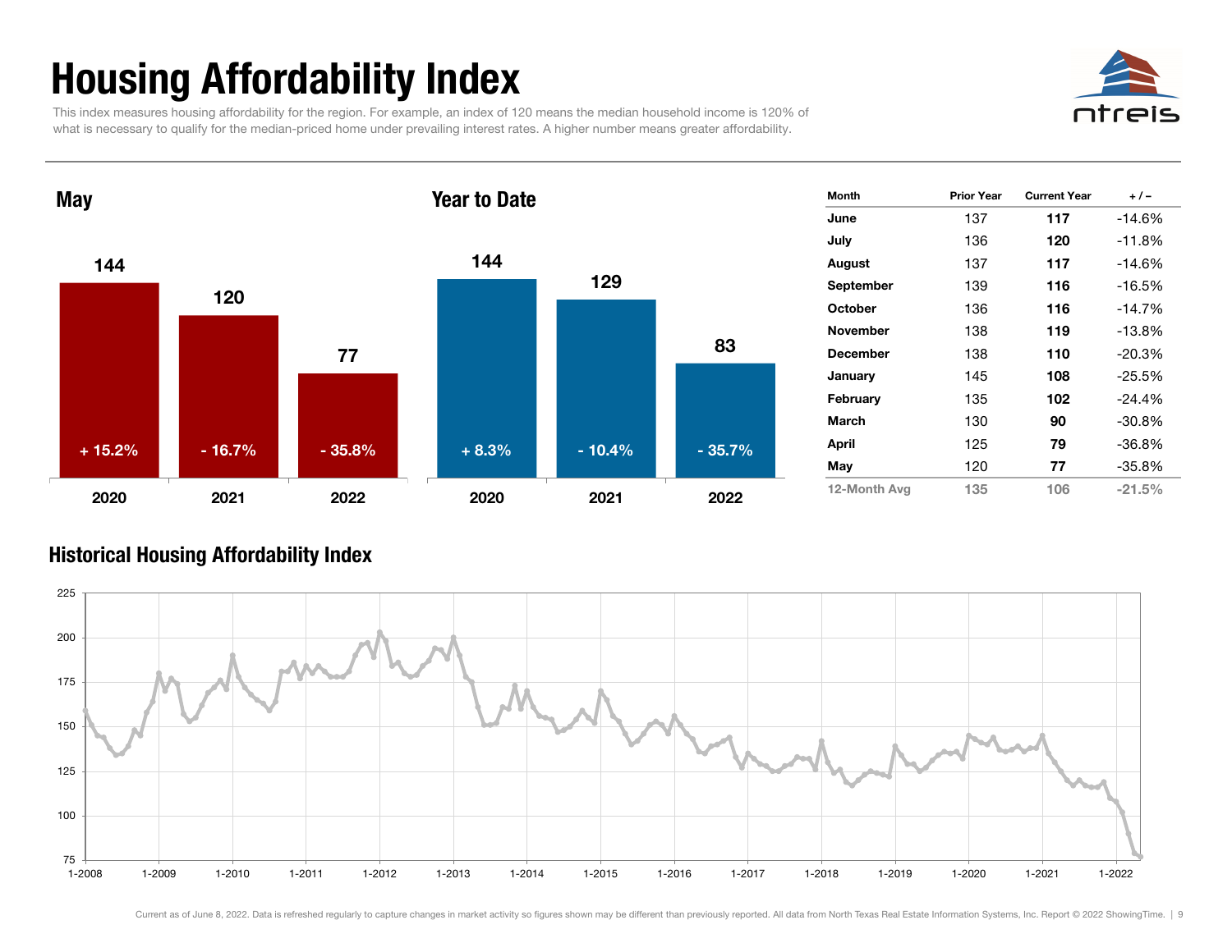# Housing Affordability Index

This index measures housing affordability for the region. For example, an index of 120 means the median household income is 120% of what is necessary to qualify for the median-priced home under prevailing interest rates. A higher number means greater affordability.

## May

| Year | Index | Change |
|---|---|---|
| 2020 | 144 | + 15.2% |
| 2021 | 120 | - 16.7% |
| 2022 | 77 | - 35.8% |

## Year to Date

| Year | Index | Change |
|---|---|---|
| 2020 | 144 | + 8.3% |
| 2021 | 129 | - 10.4% |
| 2022 | 83 | - 35.7% |

| Month | Prior Year | Current Year | + / – |
|---|---|---|---|
| **June** | 137 | **117** | -14.6% |
| **July** | 136 | **120** | -11.8% |
| **August** | 137 | **117** | -14.6% |
| **September** | 139 | **116** | -16.5% |
| **October** | 136 | **116** | -14.7% |
| **November** | 138 | **119** | -13.8% |
| **December** | 138 | **110** | -20.3% |
| **January** | 145 | **108** | -25.5% |
| **February** | 135 | **102** | -24.4% |
| **March** | 130 | **90** | -30.8% |
| **April** | 125 | **79** | -36.8% |
| **May** | 120 | **77** | -35.8% |
| 12-Month Avg | 135 | 106 | -21.5% |

## Historical Housing Affordability Index

Current as of June 8, 2022. Data is refreshed regularly to capture changes in market activity so figures shown may be different than previously reported. All data from North Texas Real Estate Information Systems, Inc. Report © 2022 ShowingTime.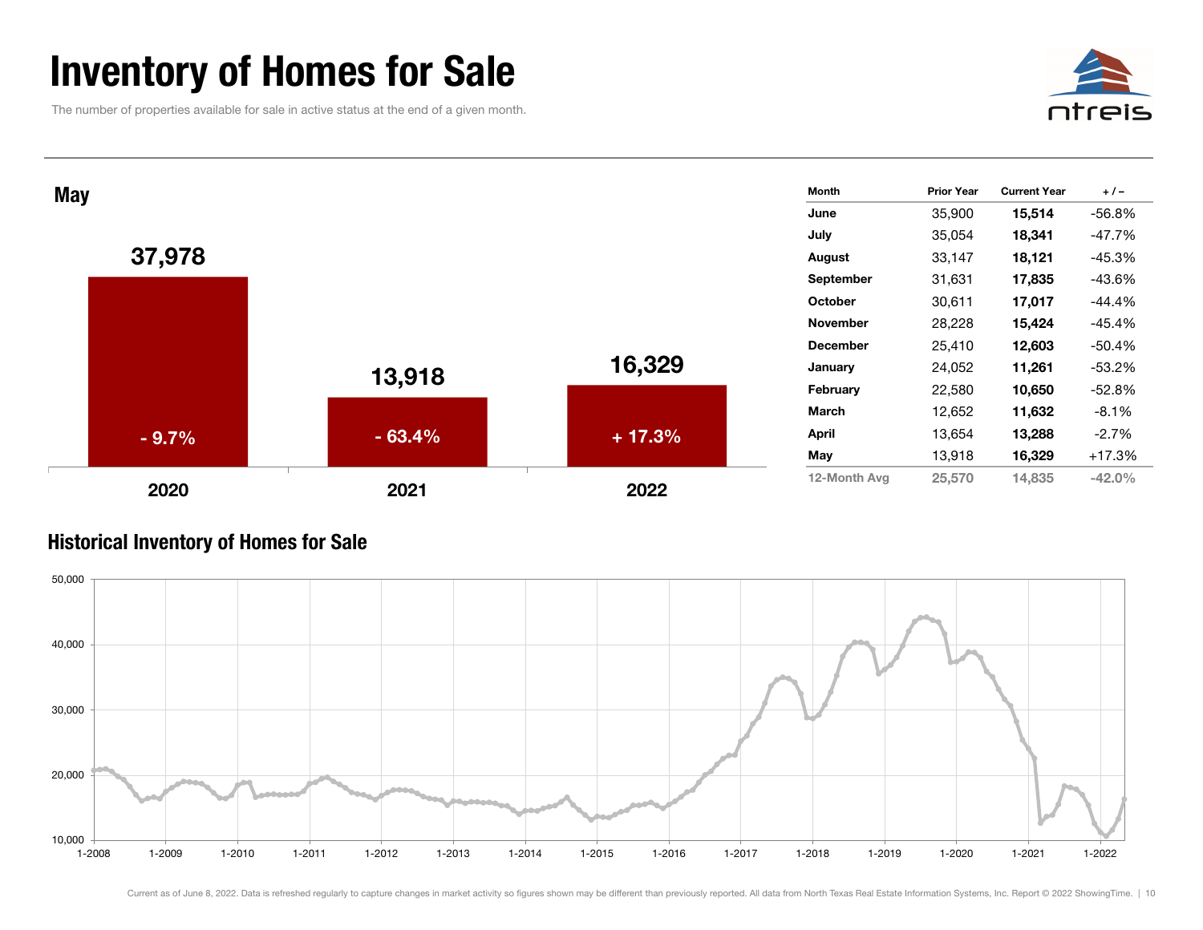# Inventory of Homes for Sale

The number of properties available for sale in active status at the end of a given month.

## May

| Year | Inventory | Change |
|---|---|---|
| 2020 | 37,978 | - 9.7% |
| 2021 | 13,918 | - 63.4% |
| 2022 | 16,329 | + 17.3% |

| Month | Prior Year | Current Year | + / – |
|---|---|---|---|
| **June** | 35,900 | **15,514** | -56.8% |
| **July** | 35,054 | **18,341** | -47.7% |
| **August** | 33,147 | **18,121** | -45.3% |
| **September** | 31,631 | **17,835** | -43.6% |
| **October** | 30,611 | **17,017** | -44.4% |
| **November** | 28,228 | **15,424** | -45.4% |
| **December** | 25,410 | **12,603** | -50.4% |
| **January** | 24,052 | **11,261** | -53.2% |
| **February** | 22,580 | **10,650** | -52.8% |
| **March** | 12,652 | **11,632** | -8.1% |
| **April** | 13,654 | **13,288** | -2.7% |
| **May** | 13,918 | **16,329** | +17.3% |
| 12-Month Avg | 25,570 | 14,835 | -42.0% |

## Historical Inventory of Homes for Sale

Current as of June 8, 2022. Data is refreshed regularly to capture changes in market activity so figures shown may be different than previously reported. All data from North Texas Real Estate Information Systems, Inc. Report © 2022 ShowingTime.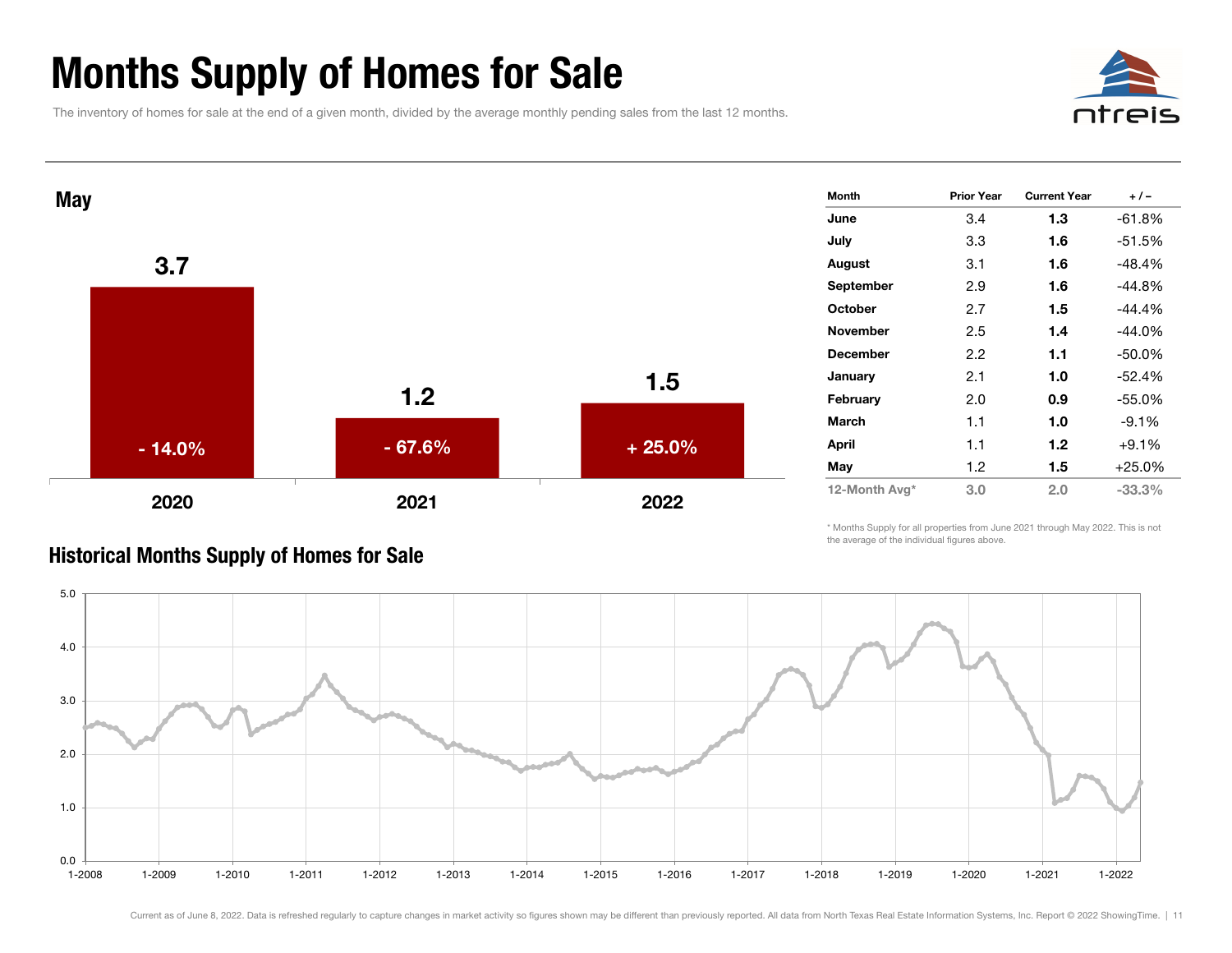# Months Supply of Homes for Sale

The inventory of homes for sale at the end of a given month, divided by the average monthly pending sales from the last 12 months.

ntreis

## May

3.7
- 14.0%
2020

1.2
- 67.6%
2021

1.5
+ 25.0%
2022

| Month | Prior Year | Current Year | + / – |
|---|---|---|---|
| June | 3.4 | 1.3 | -61.8% |
| July | 3.3 | 1.6 | -51.5% |
| August | 3.1 | 1.6 | -48.4% |
| September | 2.9 | 1.6 | -44.8% |
| October | 2.7 | 1.5 | -44.4% |
| November | 2.5 | 1.4 | -44.0% |
| December | 2.2 | 1.1 | -50.0% |
| January | 2.1 | 1.0 | -52.4% |
| February | 2.0 | 0.9 | -55.0% |
| March | 1.1 | 1.0 | -9.1% |
| April | 1.1 | 1.2 | +9.1% |
| May | 1.2 | 1.5 | +25.0% |
| 12-Month Avg* | 3.0 | 2.0 | -33.3% |

\* Months Supply for all properties from June 2021 through May 2022. This is not the average of the individual figures above.

## Historical Months Supply of Homes for Sale

5.0
4.0
3.0
2.0
1.0
0.0

1-2008 1-2009 1-2010 1-2011 1-2012 1-2013 1-2014 1-2015 1-2016 1-2017 1-2018 1-2019 1-2020 1-2021 1-2022

Current as of June 8, 2022. Data is refreshed regularly to capture changes in market activity so figures shown may be different than previously reported. All data from North Texas Real Estate Information Systems, Inc. Report © 2022 ShowingTime.